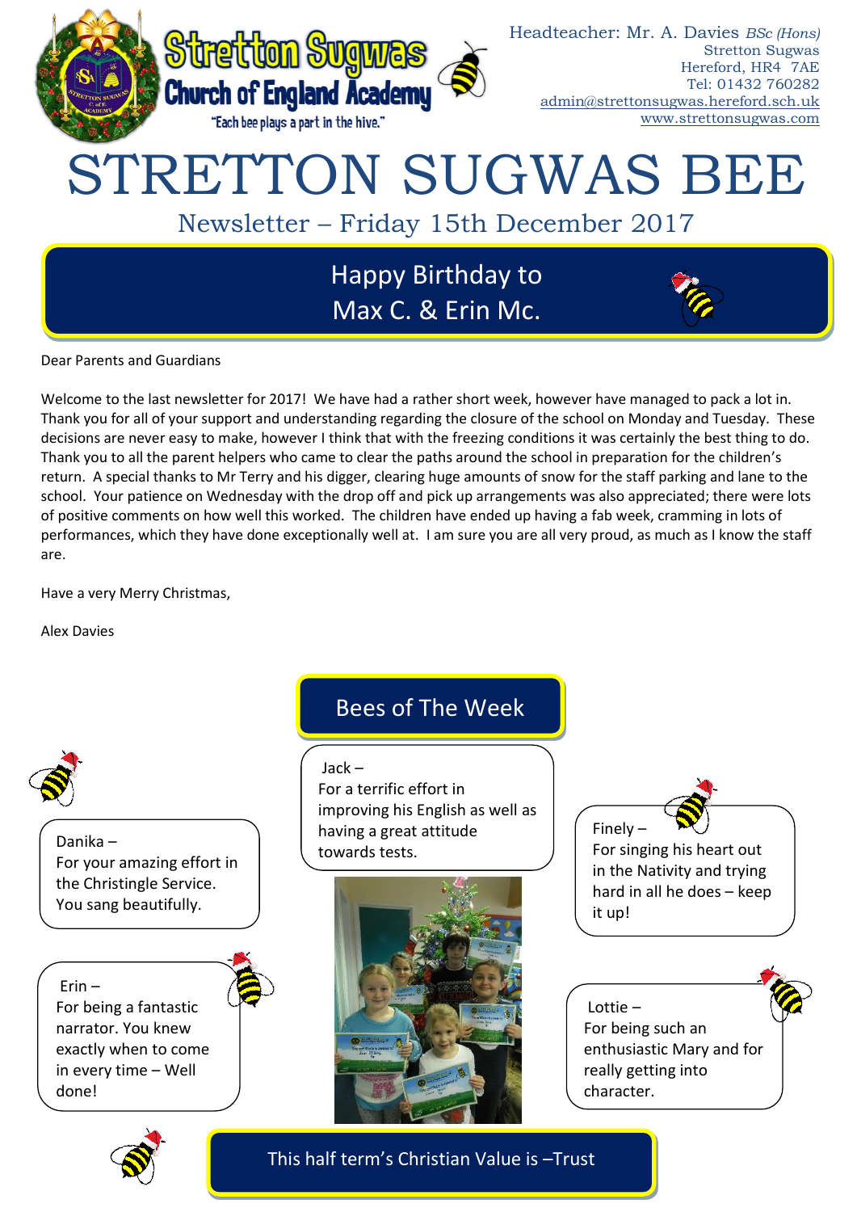Stretton Sugwas Church of England Academy

"Each bee plays a part in the hive."

Headteacher: Mr. A. Davies *BSc (Hons)*
Stretton Sugwas
Hereford, HR4 7AE
Tel: 01432 760282
admin@strettonsugwas.hereford.sch.uk
www.strettonsugwas.com

# STRETTON SUGWAS BEE

## Newsletter – Friday 15th December 2017

**Happy Birthday to Max C. & Erin Mc.**

Dear Parents and Guardians

Welcome to the last newsletter for 2017! We have had a rather short week, however have managed to pack a lot in. Thank you for all of your support and understanding regarding the closure of the school on Monday and Tuesday. These decisions are never easy to make, however I think that with the freezing conditions it was certainly the best thing to do. Thank you to all the parent helpers who came to clear the paths around the school in preparation for the children's return. A special thanks to Mr Terry and his digger, clearing huge amounts of snow for the staff parking and lane to the school. Your patience on Wednesday with the drop off and pick up arrangements was also appreciated; there were lots of positive comments on how well this worked. The children have ended up having a fab week, cramming in lots of performances, which they have done exceptionally well at. I am sure you are all very proud, as much as I know the staff are.

Have a very Merry Christmas,

Alex Davies

## Bees of The Week

Danika – For your amazing effort in the Christingle Service. You sang beautifully.

Jack – For a terrific effort in improving his English as well as having a great attitude towards tests.

Finely – For singing his heart out in the Nativity and trying hard in all he does – keep it up!

Erin – For being a fantastic narrator. You knew exactly when to come in every time – Well done!

Lottie – For being such an enthusiastic Mary and for really getting into character.

**This half term's Christian Value is –Trust**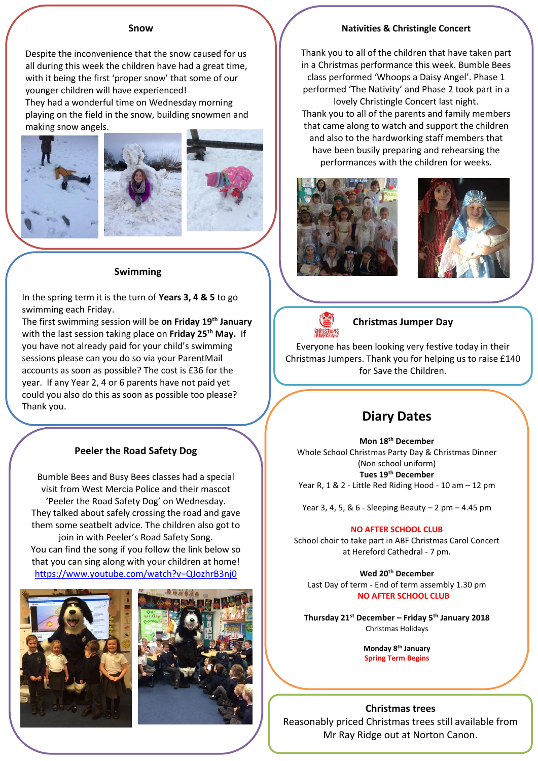## Snow

Despite the inconvenience that the snow caused for us all during this week the children have had a great time, with it being the first 'proper snow' that some of our younger children will have experienced!
They had a wonderful time on Wednesday morning playing on the field in the snow, building snowmen and making snow angels.

## Swimming

In the spring term it is the turn of **Years 3, 4 & 5** to go swimming each Friday.
The first swimming session will be **on Friday 19th January** with the last session taking place on **Friday 25th May.** If you have not already paid for your child's swimming sessions please can you do so via your ParentMail accounts as soon as possible? The cost is £36 for the year. If any Year 2, 4 or 6 parents have not paid yet could you also do this as soon as possible too please? Thank you.

## Peeler the Road Safety Dog

Bumble Bees and Busy Bees classes had a special visit from West Mercia Police and their mascot 'Peeler the Road Safety Dog' on Wednesday.
They talked about safely crossing the road and gave them some seatbelt advice. The children also got to join in with Peeler's Road Safety Song.
You can find the song if you follow the link below so that you can sing along with your children at home!
https://www.youtube.com/watch?v=QJozhrB3nj0

## Nativities & Christingle Concert

Thank you to all of the children that have taken part in a Christmas performance this week. Bumble Bees class performed 'Whoops a Daisy Angel'. Phase 1 performed 'The Nativity' and Phase 2 took part in a lovely Christingle Concert last night.
Thank you to all of the parents and family members that came along to watch and support the children and also to the hardworking staff members that have been busily preparing and rehearsing the performances with the children for weeks.

## Christmas Jumper Day

Everyone has been looking very festive today in their Christmas Jumpers. Thank you for helping us to raise £140 for Save the Children.

## Diary Dates

**Mon 18th December**
Whole School Christmas Party Day & Christmas Dinner
(Non school uniform)
**Tues 19th December**
Year R, 1 & 2 - Little Red Riding Hood - 10 am – 12 pm

Year 3, 4, 5, & 6 - Sleeping Beauty – 2 pm – 4.45 pm

**NO AFTER SCHOOL CLUB**
School choir to take part in ABF Christmas Carol Concert at Hereford Cathedral - 7 pm.

**Wed 20th December**
Last Day of term - End of term assembly 1.30 pm
**NO AFTER SCHOOL CLUB**

**Thursday 21st December – Friday 5th January 2018**
Christmas Holidays

**Monday 8th January**
**Spring Term Begins**

## Christmas trees

Reasonably priced Christmas trees still available from Mr Ray Ridge out at Norton Canon.